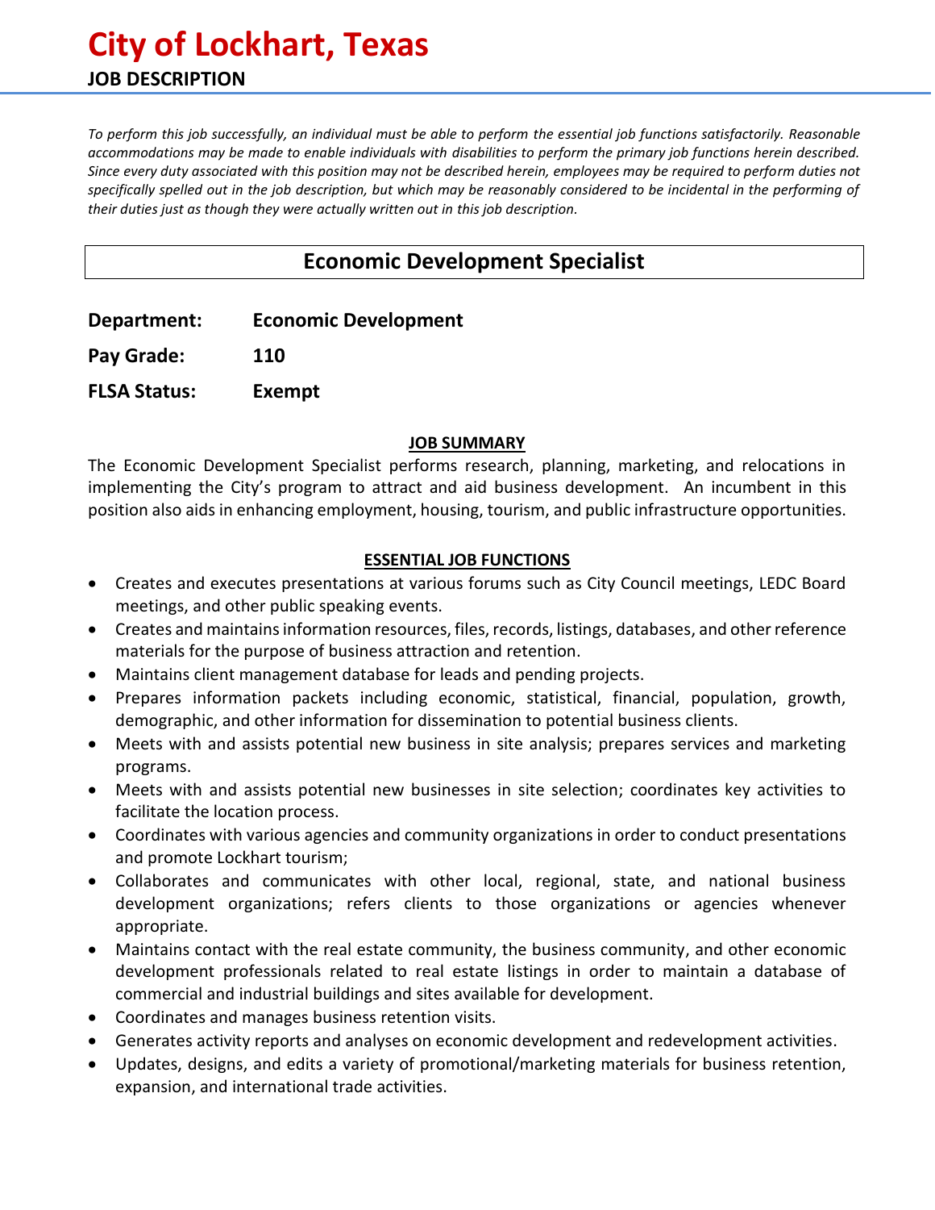# City of Lockhart, Texas

## JOB DESCRIPTION

*To perform this job successfully, an individual must be able to perform the essential job functions satisfactorily. Reasonable accommodations may be made to enable individuals with disabilities to perform the primary job functions herein described. Since every duty associated with this position may not be described herein, employees may be required to perform duties not specifically spelled out in the job description, but which may be reasonably considered to be incidental in the performing of their duties just as though they were actually written out in this job description.*

## Economic Development Specialist

**Department:** **Economic Development**

**Pay Grade:** **110**

**FLSA Status:** **Exempt**

### JOB SUMMARY

The Economic Development Specialist performs research, planning, marketing, and relocations in implementing the City's program to attract and aid business development. An incumbent in this position also aids in enhancing employment, housing, tourism, and public infrastructure opportunities.

### ESSENTIAL JOB FUNCTIONS

- Creates and executes presentations at various forums such as City Council meetings, LEDC Board meetings, and other public speaking events.
- Creates and maintains information resources, files, records, listings, databases, and other reference materials for the purpose of business attraction and retention.
- Maintains client management database for leads and pending projects.
- Prepares information packets including economic, statistical, financial, population, growth, demographic, and other information for dissemination to potential business clients.
- Meets with and assists potential new business in site analysis; prepares services and marketing programs.
- Meets with and assists potential new businesses in site selection; coordinates key activities to facilitate the location process.
- Coordinates with various agencies and community organizations in order to conduct presentations and promote Lockhart tourism;
- Collaborates and communicates with other local, regional, state, and national business development organizations; refers clients to those organizations or agencies whenever appropriate.
- Maintains contact with the real estate community, the business community, and other economic development professionals related to real estate listings in order to maintain a database of commercial and industrial buildings and sites available for development.
- Coordinates and manages business retention visits.
- Generates activity reports and analyses on economic development and redevelopment activities.
- Updates, designs, and edits a variety of promotional/marketing materials for business retention, expansion, and international trade activities.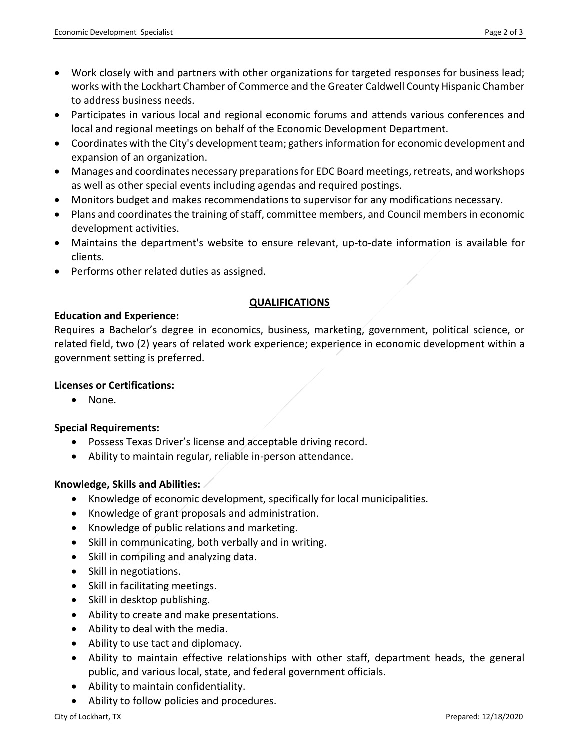- Work closely with and partners with other organizations for targeted responses for business lead; works with the Lockhart Chamber of Commerce and the Greater Caldwell County Hispanic Chamber to address business needs.
- Participates in various local and regional economic forums and attends various conferences and local and regional meetings on behalf of the Economic Development Department.
- Coordinates with the City's development team; gathers information for economic development and expansion of an organization.
- Manages and coordinates necessary preparations for EDC Board meetings, retreats, and workshops as well as other special events including agendas and required postings.
- Monitors budget and makes recommendations to supervisor for any modifications necessary.
- Plans and coordinates the training of staff, committee members, and Council members in economic development activities.
- Maintains the department's website to ensure relevant, up-to-date information is available for clients.
- Performs other related duties as assigned.

## QUALIFICATIONS

**Education and Experience:**

Requires a Bachelor's degree in economics, business, marketing, government, political science, or related field, two (2) years of related work experience; experience in economic development within a government setting is preferred.

**Licenses or Certifications:**

- None.

**Special Requirements:**

- Possess Texas Driver's license and acceptable driving record.
- Ability to maintain regular, reliable in-person attendance.

**Knowledge, Skills and Abilities:**

- Knowledge of economic development, specifically for local municipalities.
- Knowledge of grant proposals and administration.
- Knowledge of public relations and marketing.
- Skill in communicating, both verbally and in writing.
- Skill in compiling and analyzing data.
- Skill in negotiations.
- Skill in facilitating meetings.
- Skill in desktop publishing.
- Ability to create and make presentations.
- Ability to deal with the media.
- Ability to use tact and diplomacy.
- Ability to maintain effective relationships with other staff, department heads, the general public, and various local, state, and federal government officials.
- Ability to maintain confidentiality.
- Ability to follow policies and procedures.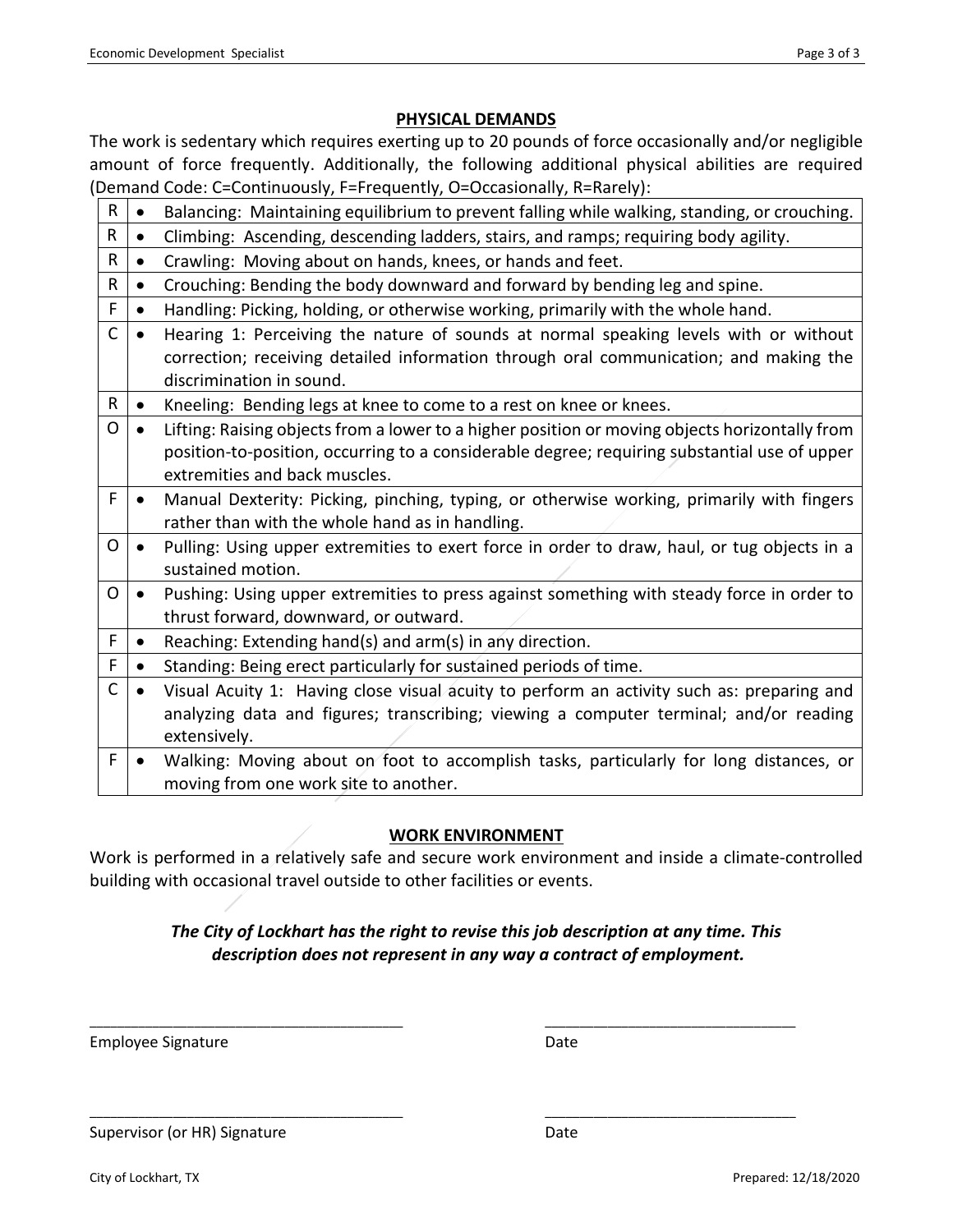## PHYSICAL DEMANDS

The work is sedentary which requires exerting up to 20 pounds of force occasionally and/or negligible amount of force frequently. Additionally, the following additional physical abilities are required (Demand Code: C=Continuously, F=Frequently, O=Occasionally, R=Rarely):

| | |
|---|---|
| R | • Balancing: Maintaining equilibrium to prevent falling while walking, standing, or crouching. |
| R | • Climbing: Ascending, descending ladders, stairs, and ramps; requiring body agility. |
| R | • Crawling: Moving about on hands, knees, or hands and feet. |
| R | • Crouching: Bending the body downward and forward by bending leg and spine. |
| F | • Handling: Picking, holding, or otherwise working, primarily with the whole hand. |
| C | • Hearing 1: Perceiving the nature of sounds at normal speaking levels with or without correction; receiving detailed information through oral communication; and making the discrimination in sound. |
| R | • Kneeling: Bending legs at knee to come to a rest on knee or knees. |
| O | • Lifting: Raising objects from a lower to a higher position or moving objects horizontally from position-to-position, occurring to a considerable degree; requiring substantial use of upper extremities and back muscles. |
| F | • Manual Dexterity: Picking, pinching, typing, or otherwise working, primarily with fingers rather than with the whole hand as in handling. |
| O | • Pulling: Using upper extremities to exert force in order to draw, haul, or tug objects in a sustained motion. |
| O | • Pushing: Using upper extremities to press against something with steady force in order to thrust forward, downward, or outward. |
| F | • Reaching: Extending hand(s) and arm(s) in any direction. |
| F | • Standing: Being erect particularly for sustained periods of time. |
| C | • Visual Acuity 1: Having close visual acuity to perform an activity such as: preparing and analyzing data and figures; transcribing; viewing a computer terminal; and/or reading extensively. |
| F | • Walking: Moving about on foot to accomplish tasks, particularly for long distances, or moving from one work site to another. |

## WORK ENVIRONMENT

Work is performed in a relatively safe and secure work environment and inside a climate-controlled building with occasional travel outside to other facilities or events.

***The City of Lockhart has the right to revise this job description at any time. This description does not represent in any way a contract of employment.***

_____________________________________ _____________________________

Employee Signature Date

_____________________________________ _____________________________

Supervisor (or HR) Signature Date

City of Lockhart, TX Prepared: 12/18/2020